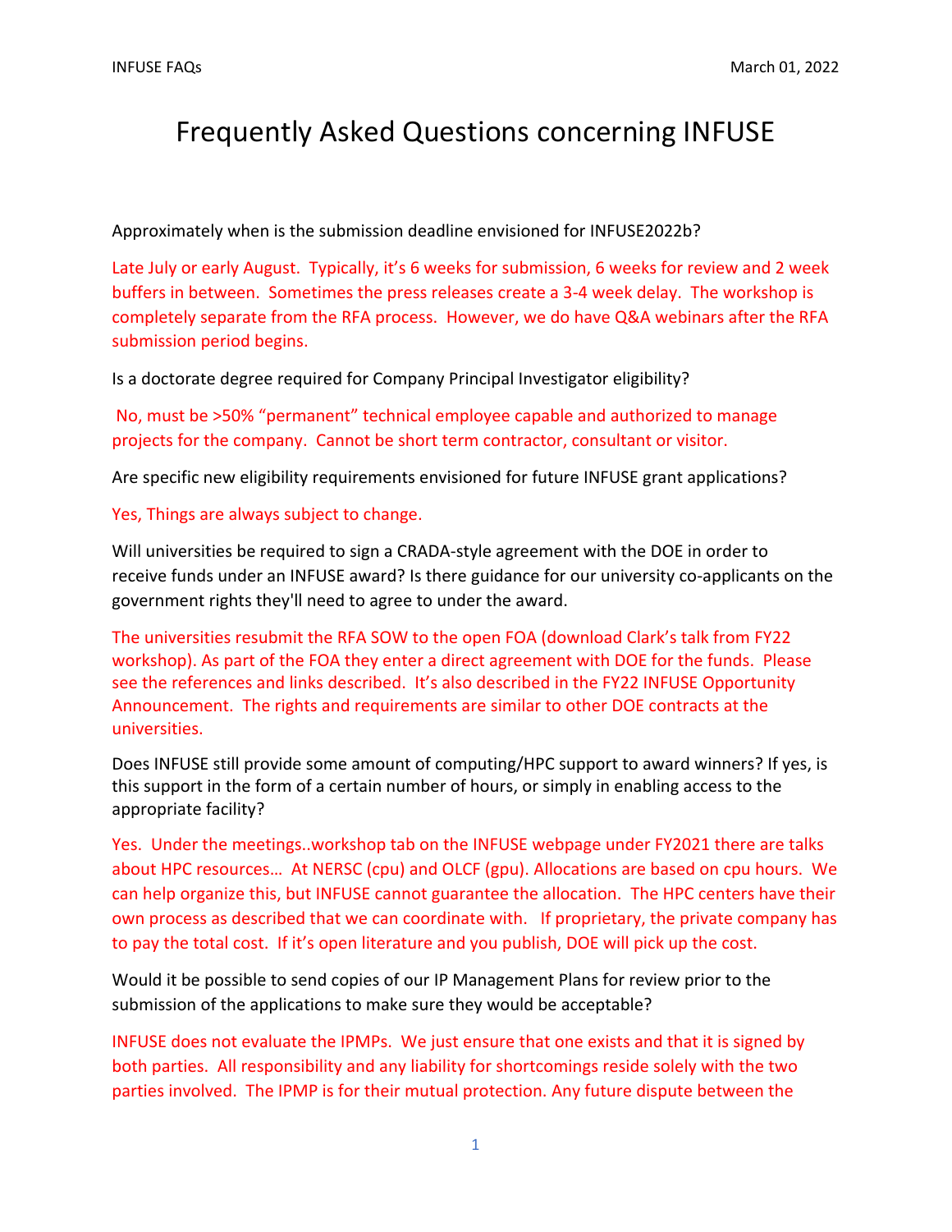# Frequently Asked Questions concerning INFUSE

Approximately when is the submission deadline envisioned for INFUSE2022b?

Late July or early August. Typically, it's 6 weeks for submission, 6 weeks for review and 2 week buffers in between. Sometimes the press releases create a 3-4 week delay. The workshop is completely separate from the RFA process. However, we do have Q&A webinars after the RFA submission period begins.

Is a doctorate degree required for Company Principal Investigator eligibility?

No, must be >50% "permanent" technical employee capable and authorized to manage projects for the company. Cannot be short term contractor, consultant or visitor.

Are specific new eligibility requirements envisioned for future INFUSE grant applications?

Yes, Things are always subject to change.

Will universities be required to sign a CRADA-style agreement with the DOE in order to receive funds under an INFUSE award? Is there guidance for our university co-applicants on the government rights they'll need to agree to under the award.

The universities resubmit the RFA SOW to the open FOA (download Clark's talk from FY22 workshop). As part of the FOA they enter a direct agreement with DOE for the funds. Please see the references and links described. It's also described in the FY22 INFUSE Opportunity Announcement. The rights and requirements are similar to other DOE contracts at the universities.

Does INFUSE still provide some amount of computing/HPC support to award winners? If yes, is this support in the form of a certain number of hours, or simply in enabling access to the appropriate facility?

Yes. Under the meetings..workshop tab on the INFUSE webpage under FY2021 there are talks about HPC resources… At NERSC (cpu) and OLCF (gpu). Allocations are based on cpu hours. We can help organize this, but INFUSE cannot guarantee the allocation. The HPC centers have their own process as described that we can coordinate with. If proprietary, the private company has to pay the total cost. If it's open literature and you publish, DOE will pick up the cost.

Would it be possible to send copies of our IP Management Plans for review prior to the submission of the applications to make sure they would be acceptable?

INFUSE does not evaluate the IPMPs. We just ensure that one exists and that it is signed by both parties. All responsibility and any liability for shortcomings reside solely with the two parties involved. The IPMP is for their mutual protection. Any future dispute between the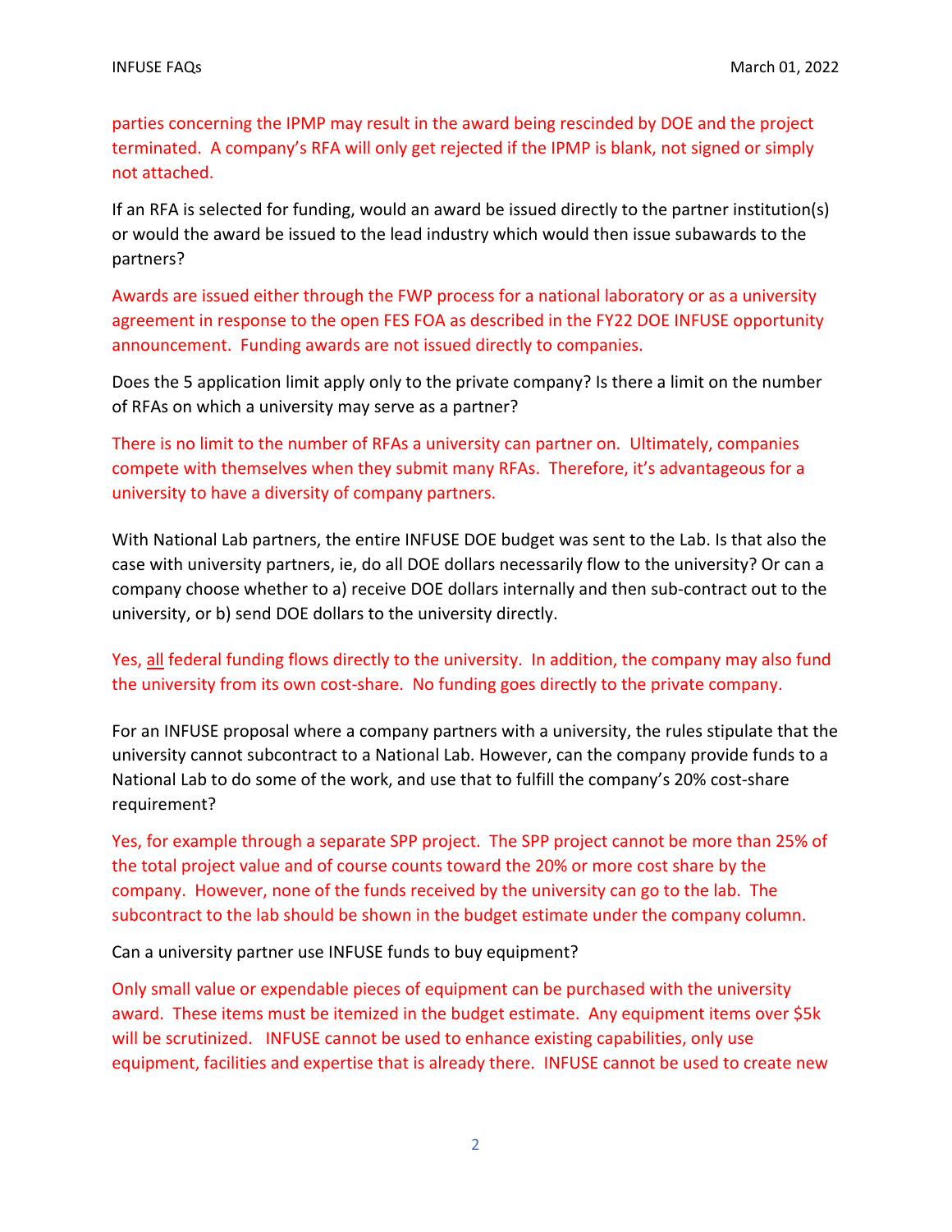parties concerning the IPMP may result in the award being rescinded by DOE and the project terminated. A company's RFA will only get rejected if the IPMP is blank, not signed or simply not attached.

If an RFA is selected for funding, would an award be issued directly to the partner institution(s) or would the award be issued to the lead industry which would then issue subawards to the partners?

Awards are issued either through the FWP process for a national laboratory or as a university agreement in response to the open FES FOA as described in the FY22 DOE INFUSE opportunity announcement. Funding awards are not issued directly to companies.

Does the 5 application limit apply only to the private company? Is there a limit on the number of RFAs on which a university may serve as a partner?

There is no limit to the number of RFAs a university can partner on. Ultimately, companies compete with themselves when they submit many RFAs. Therefore, it's advantageous for a university to have a diversity of company partners.

With National Lab partners, the entire INFUSE DOE budget was sent to the Lab. Is that also the case with university partners, ie, do all DOE dollars necessarily flow to the university? Or can a company choose whether to a) receive DOE dollars internally and then sub-contract out to the university, or b) send DOE dollars to the university directly.

Yes, all federal funding flows directly to the university. In addition, the company may also fund the university from its own cost-share. No funding goes directly to the private company.

For an INFUSE proposal where a company partners with a university, the rules stipulate that the university cannot subcontract to a National Lab. However, can the company provide funds to a National Lab to do some of the work, and use that to fulfill the company's 20% cost-share requirement?

Yes, for example through a separate SPP project. The SPP project cannot be more than 25% of the total project value and of course counts toward the 20% or more cost share by the company. However, none of the funds received by the university can go to the lab. The subcontract to the lab should be shown in the budget estimate under the company column.

Can a university partner use INFUSE funds to buy equipment?

Only small value or expendable pieces of equipment can be purchased with the university award. These items must be itemized in the budget estimate. Any equipment items over $5k will be scrutinized. INFUSE cannot be used to enhance existing capabilities, only use equipment, facilities and expertise that is already there. INFUSE cannot be used to create new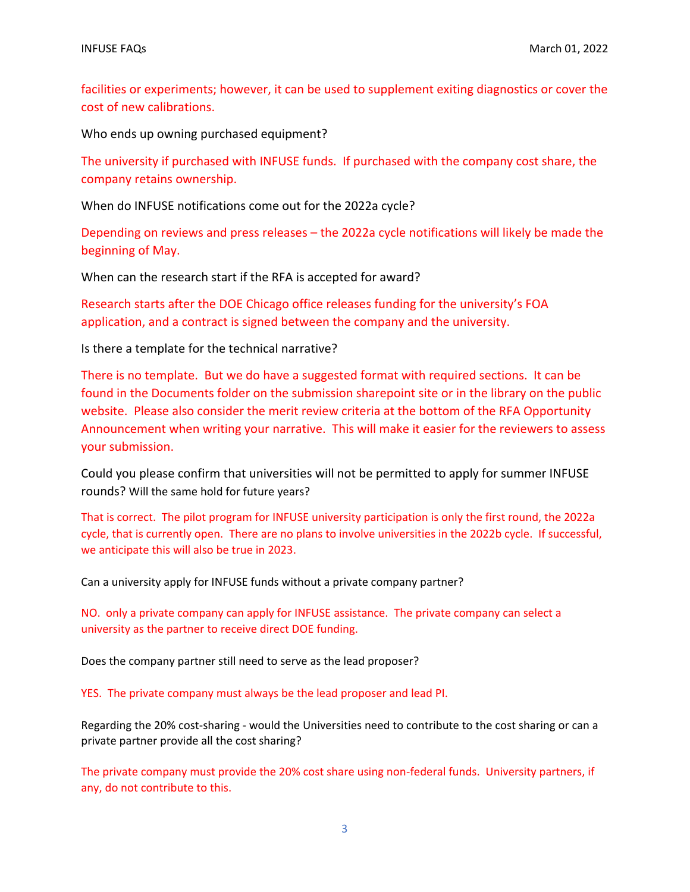facilities or experiments; however, it can be used to supplement exiting diagnostics or cover the cost of new calibrations.

Who ends up owning purchased equipment?

The university if purchased with INFUSE funds. If purchased with the company cost share, the company retains ownership.

When do INFUSE notifications come out for the 2022a cycle?

Depending on reviews and press releases – the 2022a cycle notifications will likely be made the beginning of May.

When can the research start if the RFA is accepted for award?

Research starts after the DOE Chicago office releases funding for the university's FOA application, and a contract is signed between the company and the university.

Is there a template for the technical narrative?

There is no template. But we do have a suggested format with required sections. It can be found in the Documents folder on the submission sharepoint site or in the library on the public website. Please also consider the merit review criteria at the bottom of the RFA Opportunity Announcement when writing your narrative. This will make it easier for the reviewers to assess your submission.

Could you please confirm that universities will not be permitted to apply for summer INFUSE rounds? Will the same hold for future years?

That is correct. The pilot program for INFUSE university participation is only the first round, the 2022a cycle, that is currently open. There are no plans to involve universities in the 2022b cycle. If successful, we anticipate this will also be true in 2023.

Can a university apply for INFUSE funds without a private company partner?

NO. only a private company can apply for INFUSE assistance. The private company can select a university as the partner to receive direct DOE funding.

Does the company partner still need to serve as the lead proposer?

YES. The private company must always be the lead proposer and lead PI.

Regarding the 20% cost-sharing - would the Universities need to contribute to the cost sharing or can a private partner provide all the cost sharing?

The private company must provide the 20% cost share using non-federal funds. University partners, if any, do not contribute to this.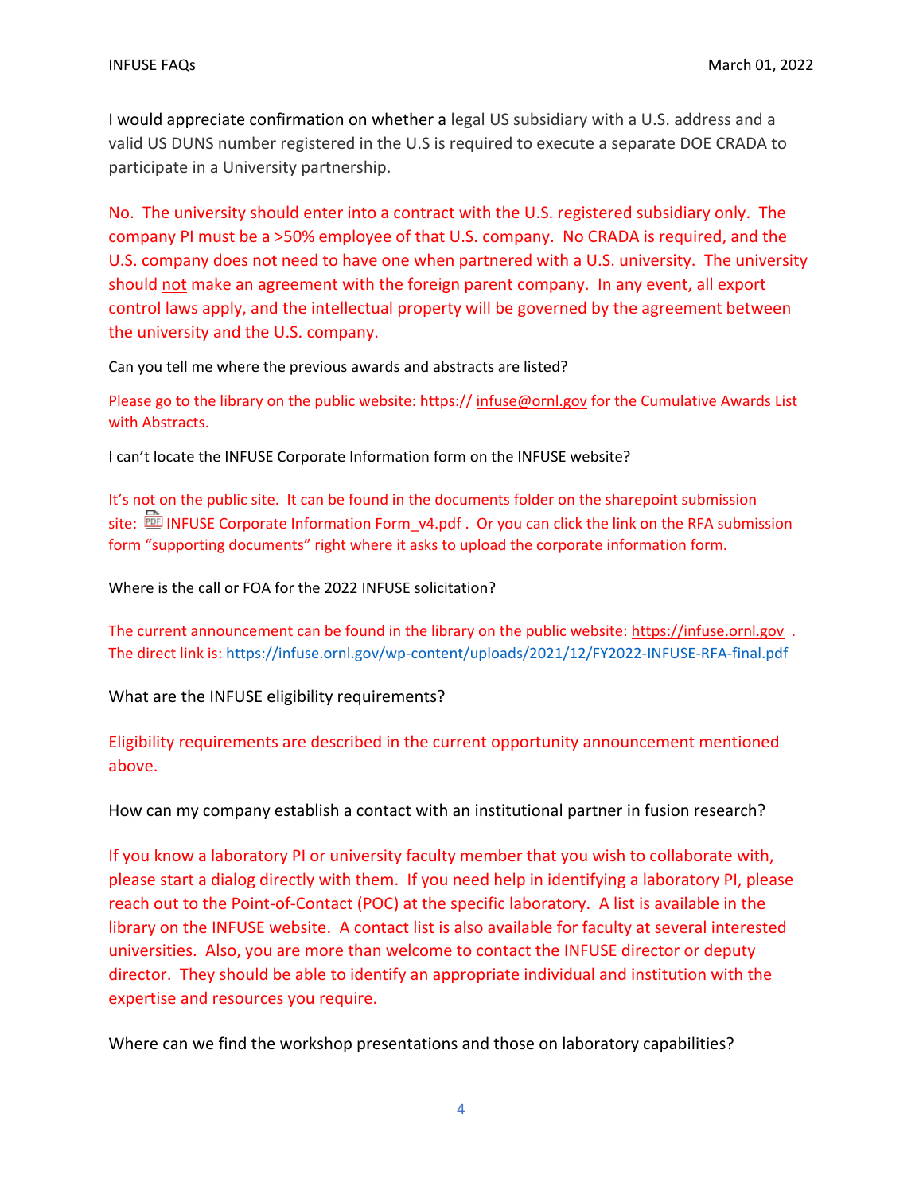I would appreciate confirmation on whether a legal US subsidiary with a U.S. address and a valid US DUNS number registered in the U.S is required to execute a separate DOE CRADA to participate in a University partnership.

No. The university should enter into a contract with the U.S. registered subsidiary only. The company PI must be a >50% employee of that U.S. company. No CRADA is required, and the U.S. company does not need to have one when partnered with a U.S. university. The university should not make an agreement with the foreign parent company. In any event, all export control laws apply, and the intellectual property will be governed by the agreement between the university and the U.S. company.

Can you tell me where the previous awards and abstracts are listed?

Please go to the library on the public website: https:// infuse@ornl.gov for the Cumulative Awards List with Abstracts.

I can't locate the INFUSE Corporate Information form on the INFUSE website?

It's not on the public site. It can be found in the documents folder on the sharepoint submission site: INFUSE Corporate Information Form_v4.pdf . Or you can click the link on the RFA submission form "supporting documents" right where it asks to upload the corporate information form.

Where is the call or FOA for the 2022 INFUSE solicitation?

The current announcement can be found in the library on the public website: https://infuse.ornl.gov . The direct link is: https://infuse.ornl.gov/wp-content/uploads/2021/12/FY2022-INFUSE-RFA-final.pdf

What are the INFUSE eligibility requirements?

Eligibility requirements are described in the current opportunity announcement mentioned above.

How can my company establish a contact with an institutional partner in fusion research?

If you know a laboratory PI or university faculty member that you wish to collaborate with, please start a dialog directly with them. If you need help in identifying a laboratory PI, please reach out to the Point-of-Contact (POC) at the specific laboratory. A list is available in the library on the INFUSE website. A contact list is also available for faculty at several interested universities. Also, you are more than welcome to contact the INFUSE director or deputy director. They should be able to identify an appropriate individual and institution with the expertise and resources you require.

Where can we find the workshop presentations and those on laboratory capabilities?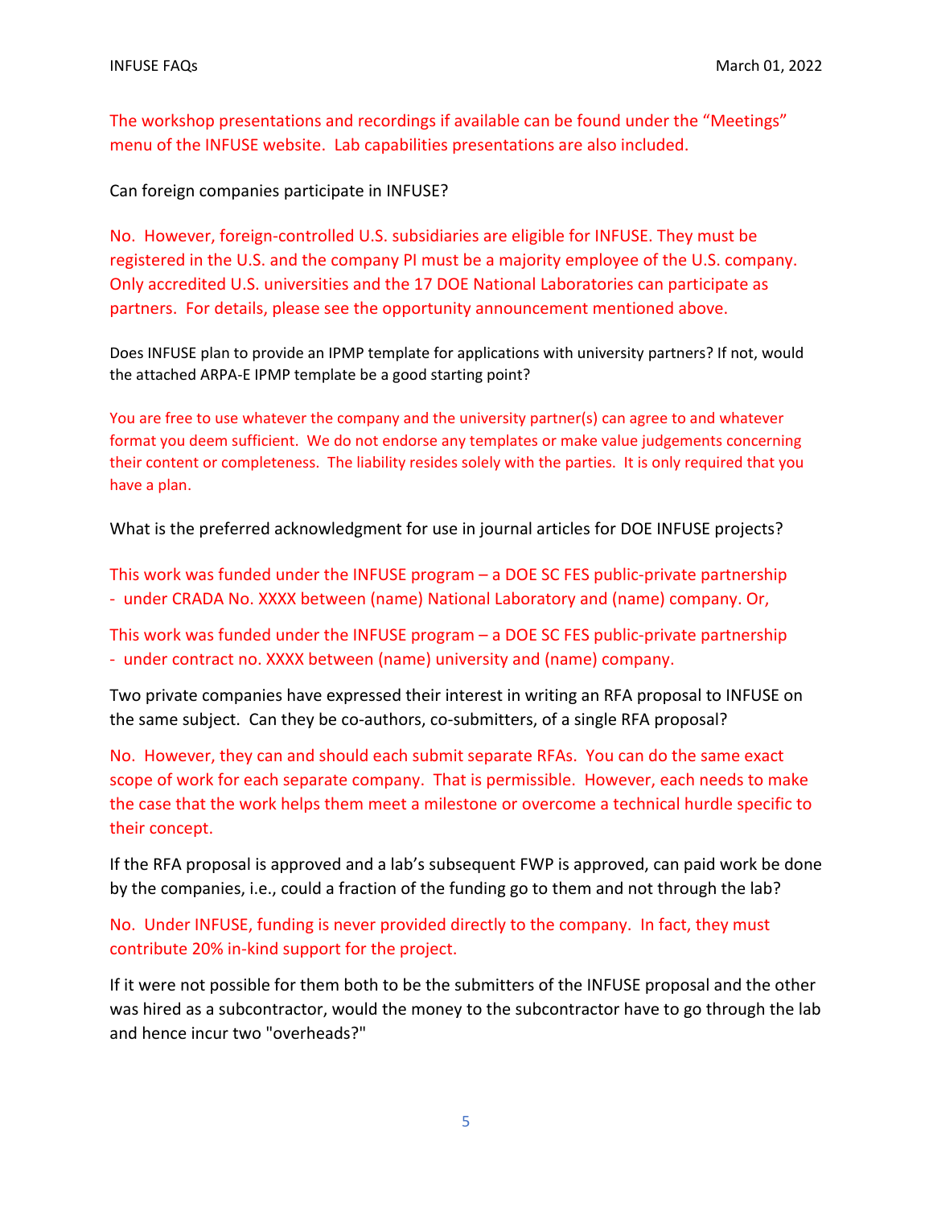The workshop presentations and recordings if available can be found under the "Meetings" menu of the INFUSE website. Lab capabilities presentations are also included.

Can foreign companies participate in INFUSE?

No. However, foreign-controlled U.S. subsidiaries are eligible for INFUSE. They must be registered in the U.S. and the company PI must be a majority employee of the U.S. company. Only accredited U.S. universities and the 17 DOE National Laboratories can participate as partners. For details, please see the opportunity announcement mentioned above.

Does INFUSE plan to provide an IPMP template for applications with university partners? If not, would the attached ARPA-E IPMP template be a good starting point?

You are free to use whatever the company and the university partner(s) can agree to and whatever format you deem sufficient. We do not endorse any templates or make value judgements concerning their content or completeness. The liability resides solely with the parties. It is only required that you have a plan.

What is the preferred acknowledgment for use in journal articles for DOE INFUSE projects?

This work was funded under the INFUSE program – a DOE SC FES public-private partnership - under CRADA No. XXXX between (name) National Laboratory and (name) company. Or,

This work was funded under the INFUSE program – a DOE SC FES public-private partnership - under contract no. XXXX between (name) university and (name) company.

Two private companies have expressed their interest in writing an RFA proposal to INFUSE on the same subject. Can they be co-authors, co-submitters, of a single RFA proposal?

No. However, they can and should each submit separate RFAs. You can do the same exact scope of work for each separate company. That is permissible. However, each needs to make the case that the work helps them meet a milestone or overcome a technical hurdle specific to their concept.

If the RFA proposal is approved and a lab's subsequent FWP is approved, can paid work be done by the companies, i.e., could a fraction of the funding go to them and not through the lab?

No. Under INFUSE, funding is never provided directly to the company. In fact, they must contribute 20% in-kind support for the project.

If it were not possible for them both to be the submitters of the INFUSE proposal and the other was hired as a subcontractor, would the money to the subcontractor have to go through the lab and hence incur two "overheads?"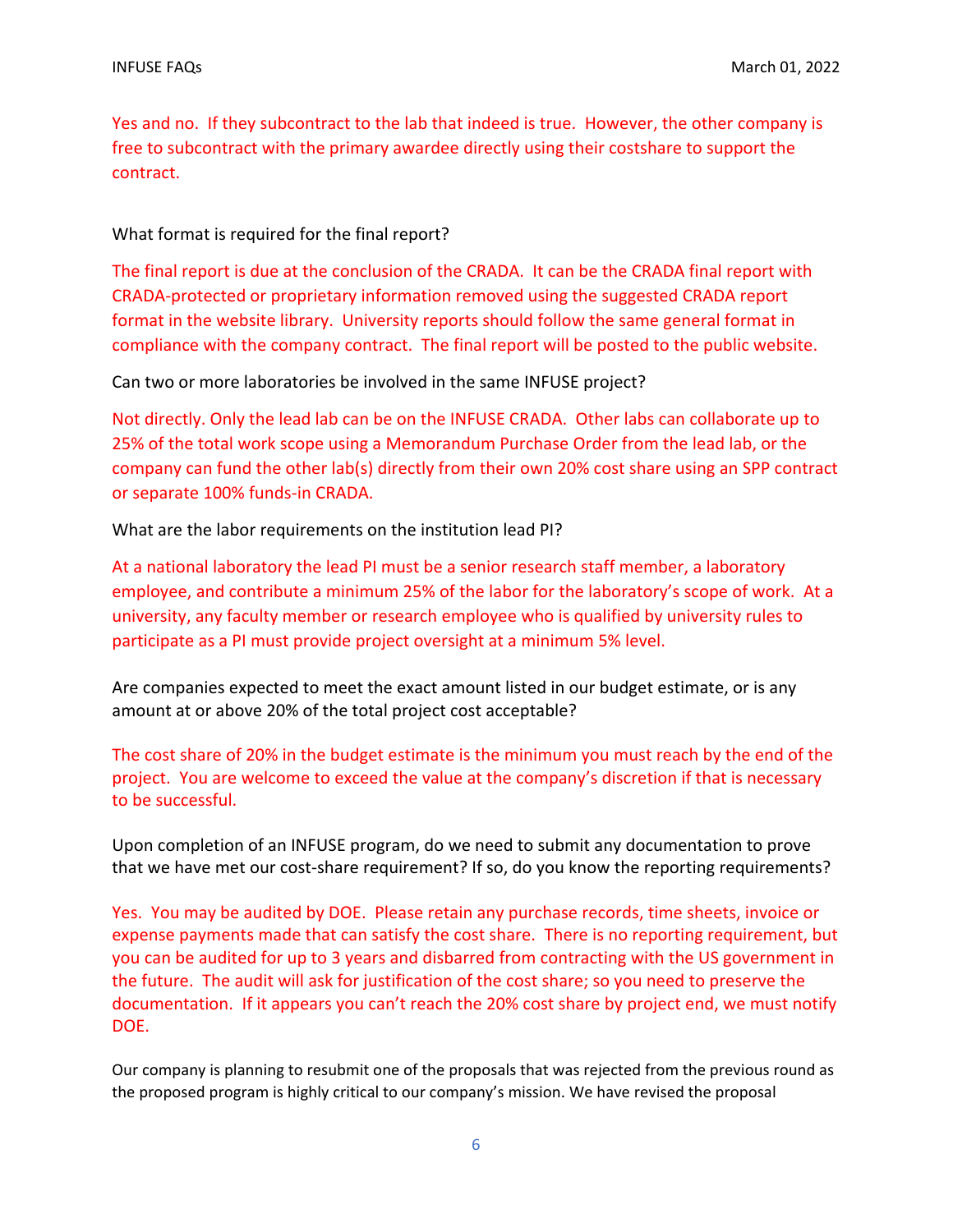Yes and no. If they subcontract to the lab that indeed is true. However, the other company is free to subcontract with the primary awardee directly using their costshare to support the contract.

What format is required for the final report?

The final report is due at the conclusion of the CRADA. It can be the CRADA final report with CRADA-protected or proprietary information removed using the suggested CRADA report format in the website library. University reports should follow the same general format in compliance with the company contract. The final report will be posted to the public website.

Can two or more laboratories be involved in the same INFUSE project?

Not directly. Only the lead lab can be on the INFUSE CRADA. Other labs can collaborate up to 25% of the total work scope using a Memorandum Purchase Order from the lead lab, or the company can fund the other lab(s) directly from their own 20% cost share using an SPP contract or separate 100% funds-in CRADA.

What are the labor requirements on the institution lead PI?

At a national laboratory the lead PI must be a senior research staff member, a laboratory employee, and contribute a minimum 25% of the labor for the laboratory's scope of work. At a university, any faculty member or research employee who is qualified by university rules to participate as a PI must provide project oversight at a minimum 5% level.

Are companies expected to meet the exact amount listed in our budget estimate, or is any amount at or above 20% of the total project cost acceptable?

The cost share of 20% in the budget estimate is the minimum you must reach by the end of the project. You are welcome to exceed the value at the company's discretion if that is necessary to be successful.

Upon completion of an INFUSE program, do we need to submit any documentation to prove that we have met our cost-share requirement? If so, do you know the reporting requirements?

Yes. You may be audited by DOE. Please retain any purchase records, time sheets, invoice or expense payments made that can satisfy the cost share. There is no reporting requirement, but you can be audited for up to 3 years and disbarred from contracting with the US government in the future. The audit will ask for justification of the cost share; so you need to preserve the documentation. If it appears you can't reach the 20% cost share by project end, we must notify DOE.

Our company is planning to resubmit one of the proposals that was rejected from the previous round as the proposed program is highly critical to our company's mission. We have revised the proposal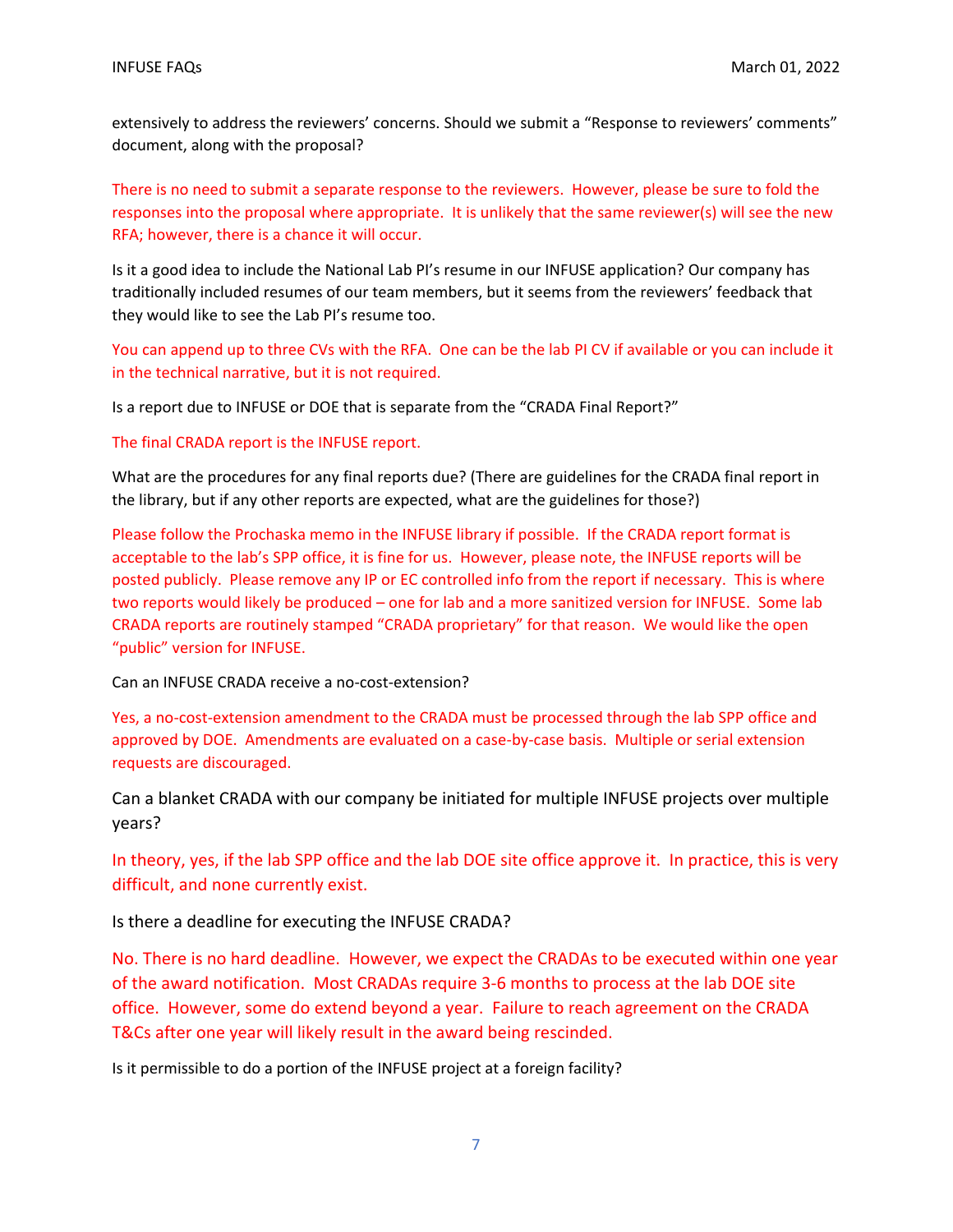extensively to address the reviewers' concerns. Should we submit a "Response to reviewers' comments" document, along with the proposal?

There is no need to submit a separate response to the reviewers. However, please be sure to fold the responses into the proposal where appropriate. It is unlikely that the same reviewer(s) will see the new RFA; however, there is a chance it will occur.

Is it a good idea to include the National Lab PI's resume in our INFUSE application? Our company has traditionally included resumes of our team members, but it seems from the reviewers' feedback that they would like to see the Lab PI's resume too.

You can append up to three CVs with the RFA. One can be the lab PI CV if available or you can include it in the technical narrative, but it is not required.

Is a report due to INFUSE or DOE that is separate from the "CRADA Final Report?"

The final CRADA report is the INFUSE report.

What are the procedures for any final reports due? (There are guidelines for the CRADA final report in the library, but if any other reports are expected, what are the guidelines for those?)

Please follow the Prochaska memo in the INFUSE library if possible. If the CRADA report format is acceptable to the lab's SPP office, it is fine for us. However, please note, the INFUSE reports will be posted publicly. Please remove any IP or EC controlled info from the report if necessary. This is where two reports would likely be produced – one for lab and a more sanitized version for INFUSE. Some lab CRADA reports are routinely stamped "CRADA proprietary" for that reason. We would like the open "public" version for INFUSE.

Can an INFUSE CRADA receive a no-cost-extension?

Yes, a no-cost-extension amendment to the CRADA must be processed through the lab SPP office and approved by DOE. Amendments are evaluated on a case-by-case basis. Multiple or serial extension requests are discouraged.

Can a blanket CRADA with our company be initiated for multiple INFUSE projects over multiple years?

In theory, yes, if the lab SPP office and the lab DOE site office approve it. In practice, this is very difficult, and none currently exist.

Is there a deadline for executing the INFUSE CRADA?

No. There is no hard deadline. However, we expect the CRADAs to be executed within one year of the award notification. Most CRADAs require 3-6 months to process at the lab DOE site office. However, some do extend beyond a year. Failure to reach agreement on the CRADA T&Cs after one year will likely result in the award being rescinded.

Is it permissible to do a portion of the INFUSE project at a foreign facility?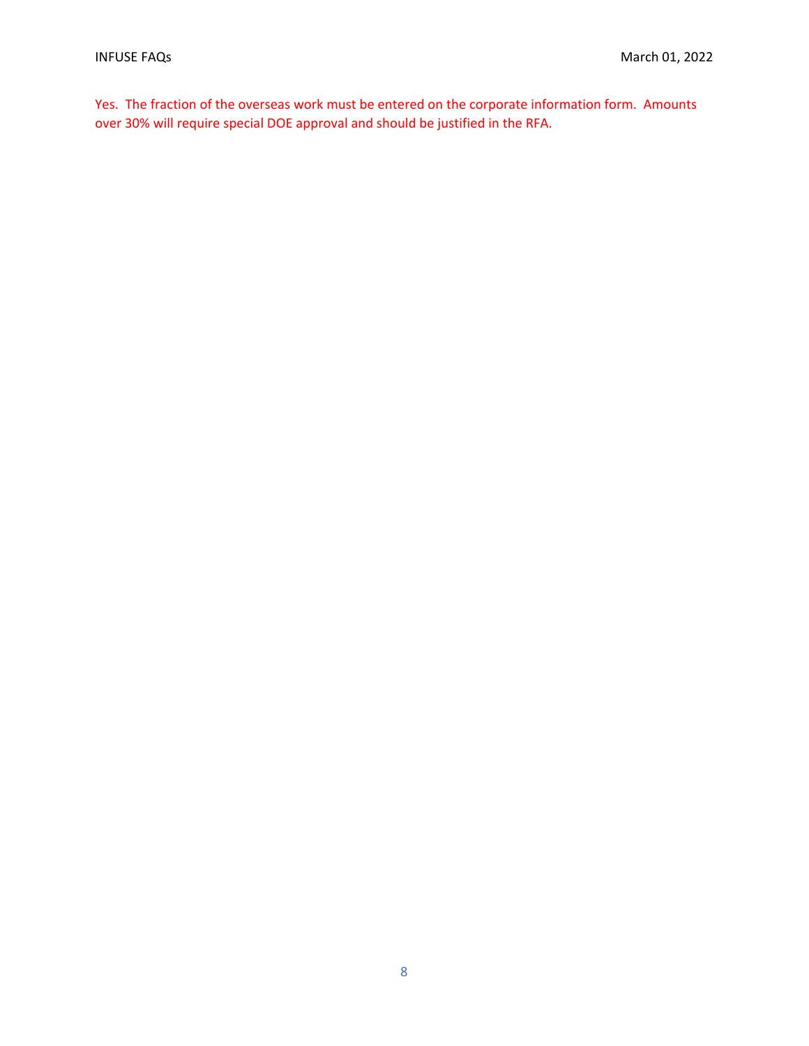Yes. The fraction of the overseas work must be entered on the corporate information form. Amounts over 30% will require special DOE approval and should be justified in the RFA.